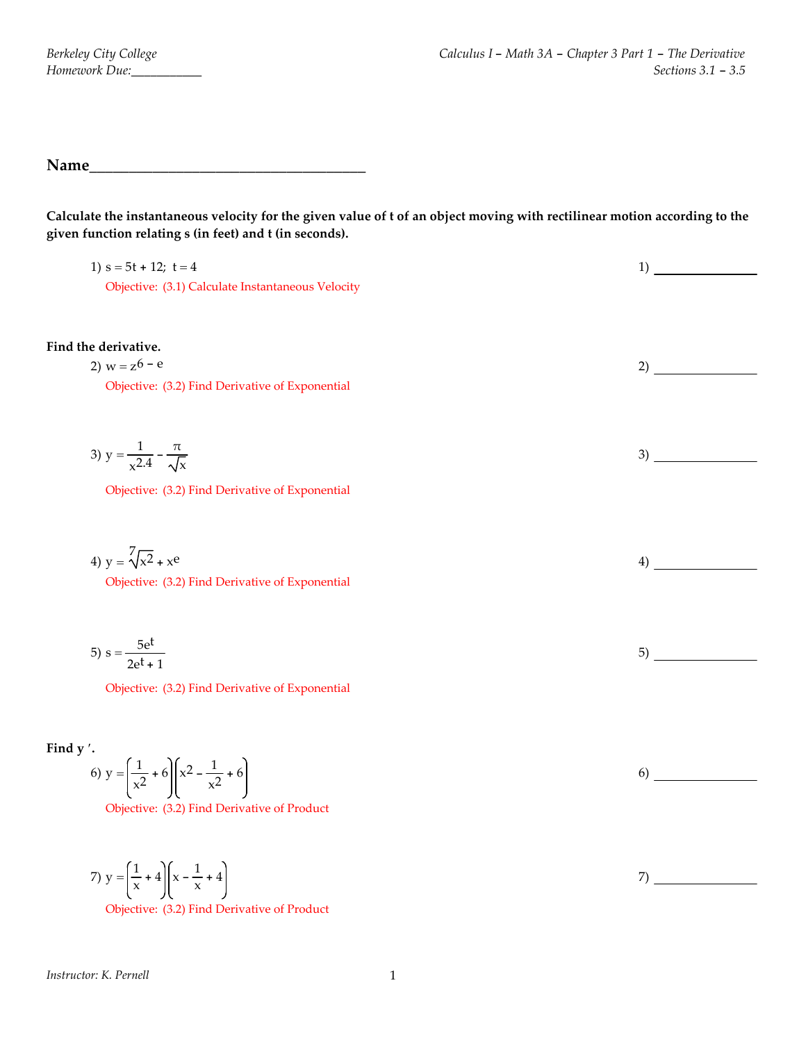Berkeley City College
Homework Due:___________

Calculus I – Math 3A – Chapter 3 Part 1 – The Derivative
Sections 3.1 – 3.5

**Name**_____________________________________

**Calculate the instantaneous velocity for the given value of t of an object moving with rectilinear motion according to the given function relating s (in feet) and t (in seconds).**

1) $s = 5t + 12;\ \ t = 4$ 1) _______________

Objective: (3.1) Calculate Instantaneous Velocity

**Find the derivative.**

2) $w = z^6 - e$ 2) _______________

Objective: (3.2) Find Derivative of Exponential

3) $y = \dfrac{1}{x^{2.4}} - \dfrac{\pi}{\sqrt{x}}$ 3) _______________

Objective: (3.2) Find Derivative of Exponential

4) $y = \sqrt[7]{x^2} + x^e$ 4) _______________

Objective: (3.2) Find Derivative of Exponential

5) $s = \dfrac{5e^t}{2e^t + 1}$ 5) _______________

Objective: (3.2) Find Derivative of Exponential

**Find y ′.**

6) $y = \left(\dfrac{1}{x^2} + 6\right)\left(x^2 - \dfrac{1}{x^2} + 6\right)$ 6) _______________

Objective: (3.2) Find Derivative of Product

7) $y = \left(\dfrac{1}{x} + 4\right)\left(x - \dfrac{1}{x} + 4\right)$ 7) _______________

Objective: (3.2) Find Derivative of Product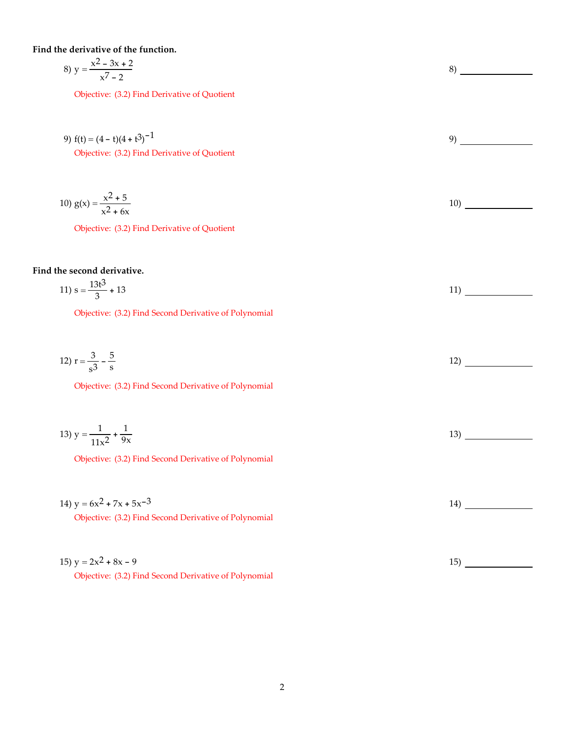**Find the derivative of the function.**

8) $y = \dfrac{x^2 - 3x + 2}{x^7 - 2}$ 8) ______________

Objective: (3.2) Find Derivative of Quotient

9) $f(t) = (4 - t)(4 + t^3)^{-1}$ 9) ______________

Objective: (3.2) Find Derivative of Quotient

10) $g(x) = \dfrac{x^2 + 5}{x^2 + 6x}$ 10) ______________

Objective: (3.2) Find Derivative of Quotient

**Find the second derivative.**

11) $s = \dfrac{13t^3}{3} + 13$ 11) ______________

Objective: (3.2) Find Second Derivative of Polynomial

12) $r = \dfrac{3}{s^3} - \dfrac{5}{s}$ 12) ______________

Objective: (3.2) Find Second Derivative of Polynomial

13) $y = \dfrac{1}{11x^2} + \dfrac{1}{9x}$ 13) ______________

Objective: (3.2) Find Second Derivative of Polynomial

14) $y = 6x^2 + 7x + 5x^{-3}$ 14) ______________

Objective: (3.2) Find Second Derivative of Polynomial

15) $y = 2x^2 + 8x - 9$ 15) ______________

Objective: (3.2) Find Second Derivative of Polynomial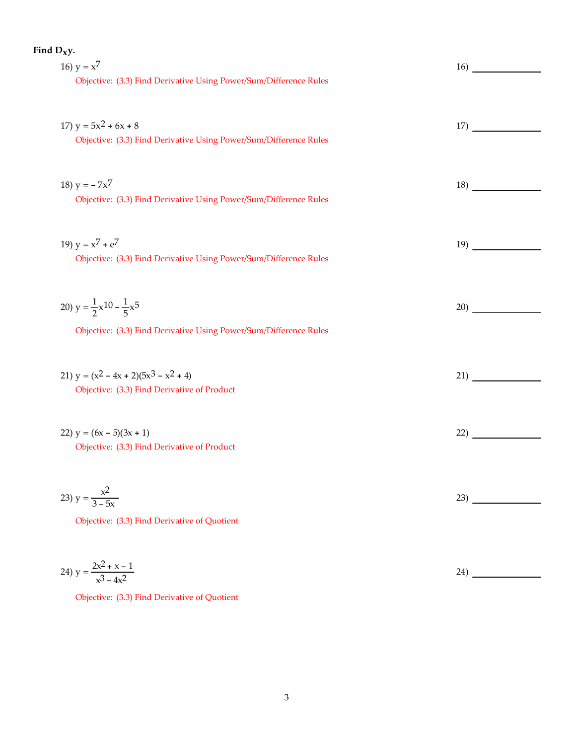**Find $D_x y$.**

16) $y = x^7$ 16) ______________

Objective: (3.3) Find Derivative Using Power/Sum/Difference Rules

17) $y = 5x^2 + 6x + 8$ 17) ______________

Objective: (3.3) Find Derivative Using Power/Sum/Difference Rules

18) $y = -7x^7$ 18) ______________

Objective: (3.3) Find Derivative Using Power/Sum/Difference Rules

19) $y = x^7 + e^7$ 19) ______________

Objective: (3.3) Find Derivative Using Power/Sum/Difference Rules

20) $y = \frac{1}{2}x^{10} - \frac{1}{5}x^5$ 20) ______________

Objective: (3.3) Find Derivative Using Power/Sum/Difference Rules

21) $y = (x^2 - 4x + 2)(5x^3 - x^2 + 4)$ 21) ______________

Objective: (3.3) Find Derivative of Product

22) $y = (6x - 5)(3x + 1)$ 22) ______________

Objective: (3.3) Find Derivative of Product

23) $y = \frac{x^2}{3 - 5x}$ 23) ______________

Objective: (3.3) Find Derivative of Quotient

24) $y = \frac{2x^2 + x - 1}{x^3 - 4x^2}$ 24) ______________

Objective: (3.3) Find Derivative of Quotient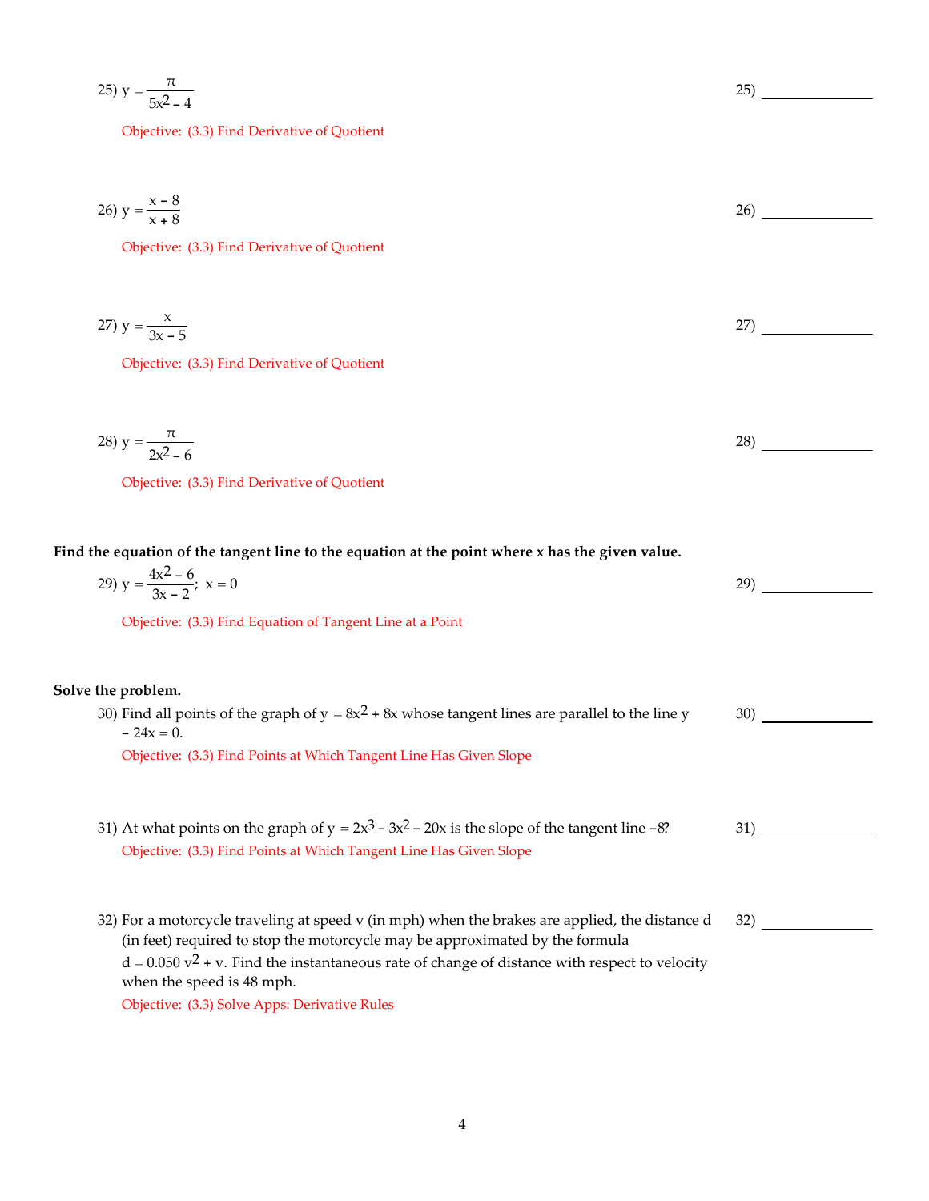25) $y = \dfrac{\pi}{5x^2 - 4}$ 25) ____________

Objective: (3.3) Find Derivative of Quotient

26) $y = \dfrac{x - 8}{x + 8}$ 26) ____________

Objective: (3.3) Find Derivative of Quotient

27) $y = \dfrac{x}{3x - 5}$ 27) ____________

Objective: (3.3) Find Derivative of Quotient

28) $y = \dfrac{\pi}{2x^2 - 6}$ 28) ____________

Objective: (3.3) Find Derivative of Quotient

**Find the equation of the tangent line to the equation at the point where x has the given value.**

29) $y = \dfrac{4x^2 - 6}{3x - 2}$; $x = 0$ 29) ____________

Objective: (3.3) Find Equation of Tangent Line at a Point

**Solve the problem.**

30) Find all points of the graph of $y = 8x^2 + 8x$ whose tangent lines are parallel to the line $y - 24x = 0$. 30) ____________

Objective: (3.3) Find Points at Which Tangent Line Has Given Slope

31) At what points on the graph of $y = 2x^3 - 3x^2 - 20x$ is the slope of the tangent line $-8$? 31) ____________

Objective: (3.3) Find Points at Which Tangent Line Has Given Slope

32) For a motorcycle traveling at speed v (in mph) when the brakes are applied, the distance d (in feet) required to stop the motorcycle may be approximated by the formula $d = 0.050\,v^2 + v$. Find the instantaneous rate of change of distance with respect to velocity when the speed is 48 mph. 32) ____________

Objective: (3.3) Solve Apps: Derivative Rules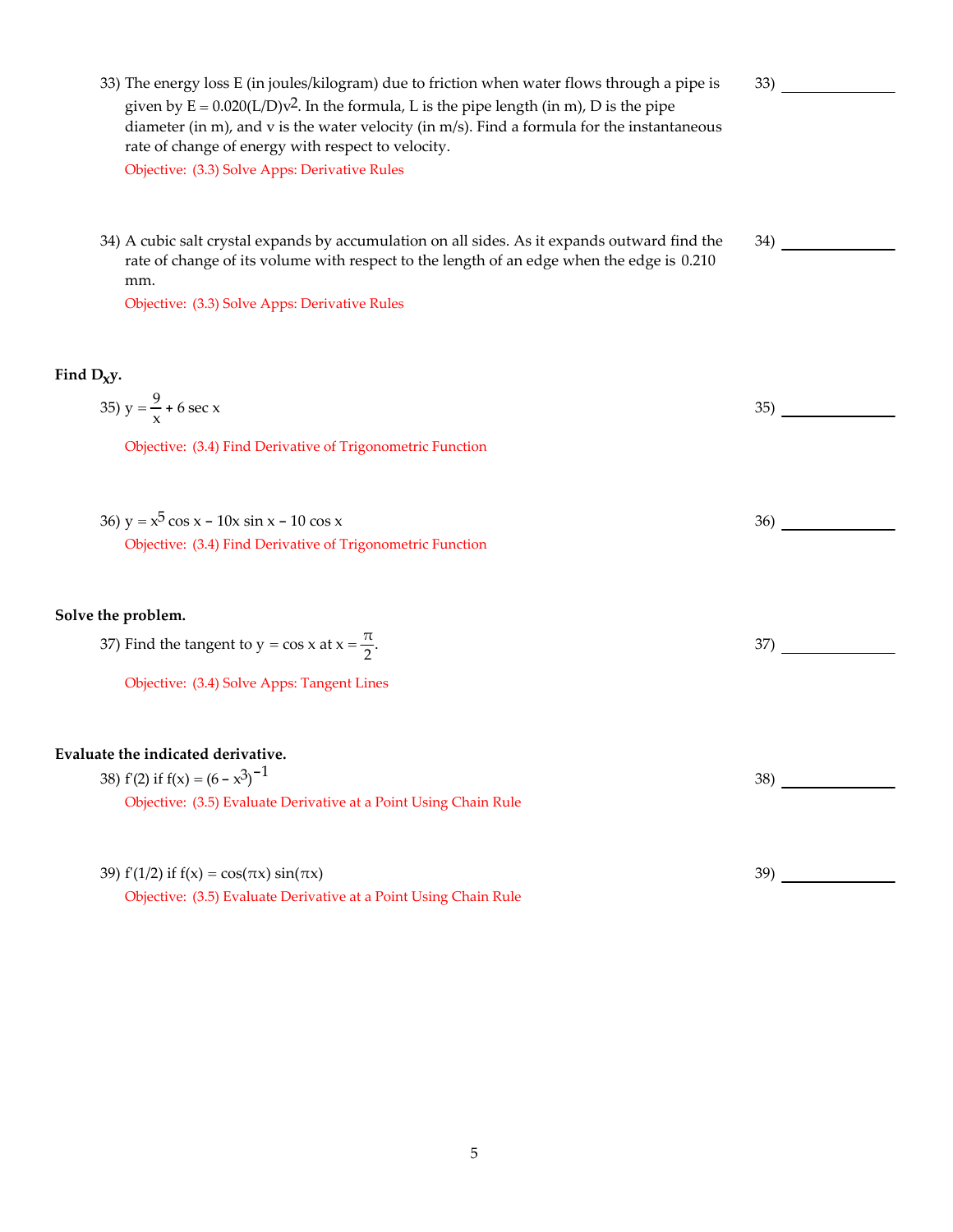33) The energy loss E (in joules/kilogram) due to friction when water flows through a pipe is given by $E = 0.020(L/D)v^2$. In the formula, L is the pipe length (in m), D is the pipe diameter (in m), and v is the water velocity (in m/s). Find a formula for the instantaneous rate of change of energy with respect to velocity.

33) _______________

Objective: (3.3) Solve Apps: Derivative Rules

34) A cubic salt crystal expands by accumulation on all sides. As it expands outward find the rate of change of its volume with respect to the length of an edge when the edge is 0.210 mm.

34) _______________

Objective: (3.3) Solve Apps: Derivative Rules

**Find $D_x y$.**

35) $y = \dfrac{9}{x} + 6 \sec x$

35) _______________

Objective: (3.4) Find Derivative of Trigonometric Function

36) $y = x^5 \cos x - 10x \sin x - 10 \cos x$

36) _______________

Objective: (3.4) Find Derivative of Trigonometric Function

**Solve the problem.**

37) Find the tangent to $y = \cos x$ at $x = \dfrac{\pi}{2}$.

37) _______________

Objective: (3.4) Solve Apps: Tangent Lines

**Evaluate the indicated derivative.**

38) $f'(2)$ if $f(x) = (6 - x^3)^{-1}$

38) _______________

Objective: (3.5) Evaluate Derivative at a Point Using Chain Rule

39) $f'(1/2)$ if $f(x) = \cos(\pi x) \sin(\pi x)$

39) _______________

Objective: (3.5) Evaluate Derivative at a Point Using Chain Rule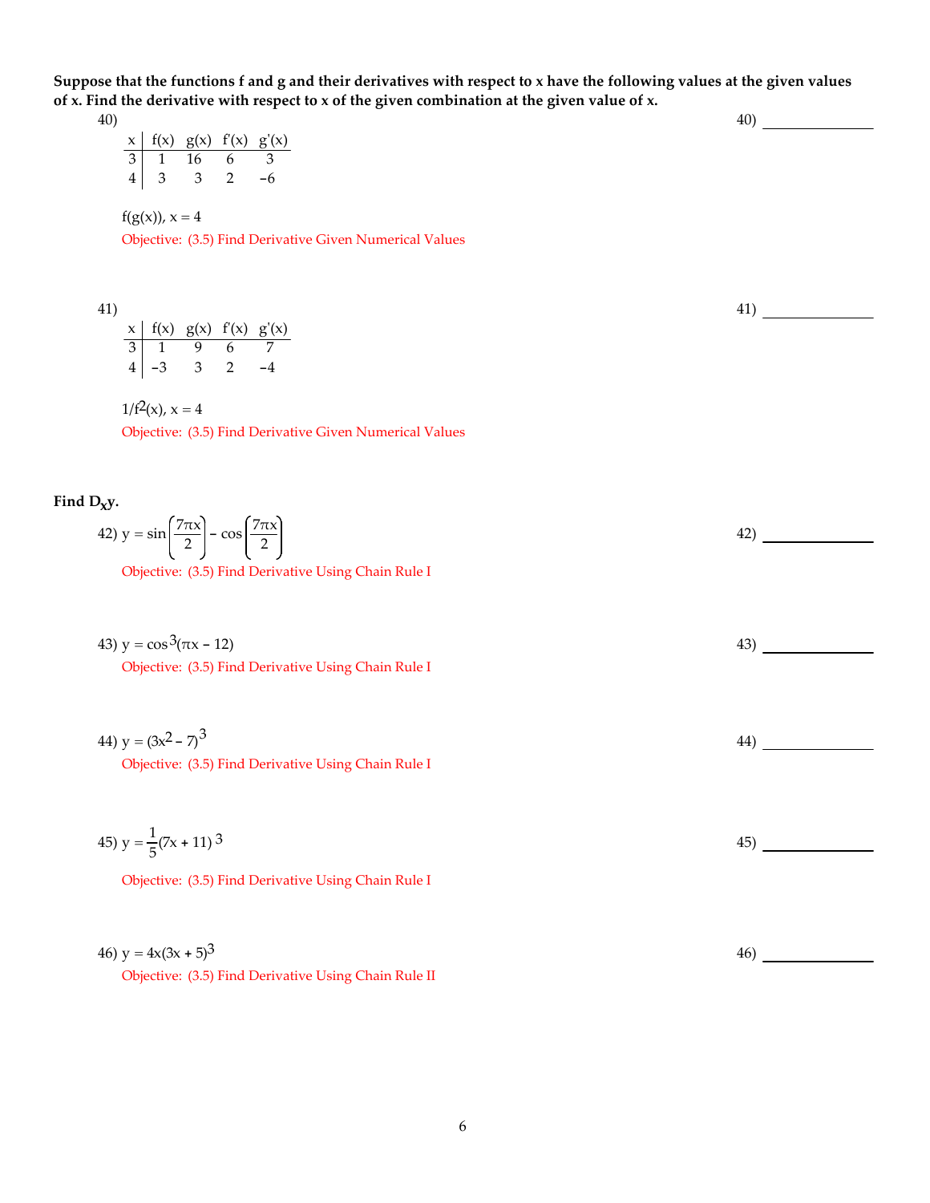**Suppose that the functions f and g and their derivatives with respect to x have the following values at the given values of x. Find the derivative with respect to x of the given combination at the given value of x.**

40)

| x | f(x) | g(x) | f'(x) | g'(x) |
|---|---|---|---|---|
| 3 | 1 | 16 | 6 | 3 |
| 4 | 3 | 3 | 2 | −6 |

$f(g(x))$, $x = 4$

Objective: (3.5) Find Derivative Given Numerical Values

40) ______________

41)

| x | f(x) | g(x) | f'(x) | g'(x) |
|---|---|---|---|---|
| 3 | 1 | 9 | 6 | 7 |
| 4 | −3 | 3 | 2 | −4 |

$1/f^2(x)$, $x = 4$

Objective: (3.5) Find Derivative Given Numerical Values

41) ______________

**Find $D_x y$.**

42) $y = \sin\left(\dfrac{7\pi x}{2}\right) - \cos\left(\dfrac{7\pi x}{2}\right)$

Objective: (3.5) Find Derivative Using Chain Rule I

42) ______________

43) $y = \cos^3(\pi x - 12)$

Objective: (3.5) Find Derivative Using Chain Rule I

43) ______________

44) $y = (3x^2 - 7)^3$

Objective: (3.5) Find Derivative Using Chain Rule I

44) ______________

45) $y = \dfrac{1}{5}(7x + 11)^3$

Objective: (3.5) Find Derivative Using Chain Rule I

45) ______________

46) $y = 4x(3x + 5)^3$

Objective: (3.5) Find Derivative Using Chain Rule II

46) ______________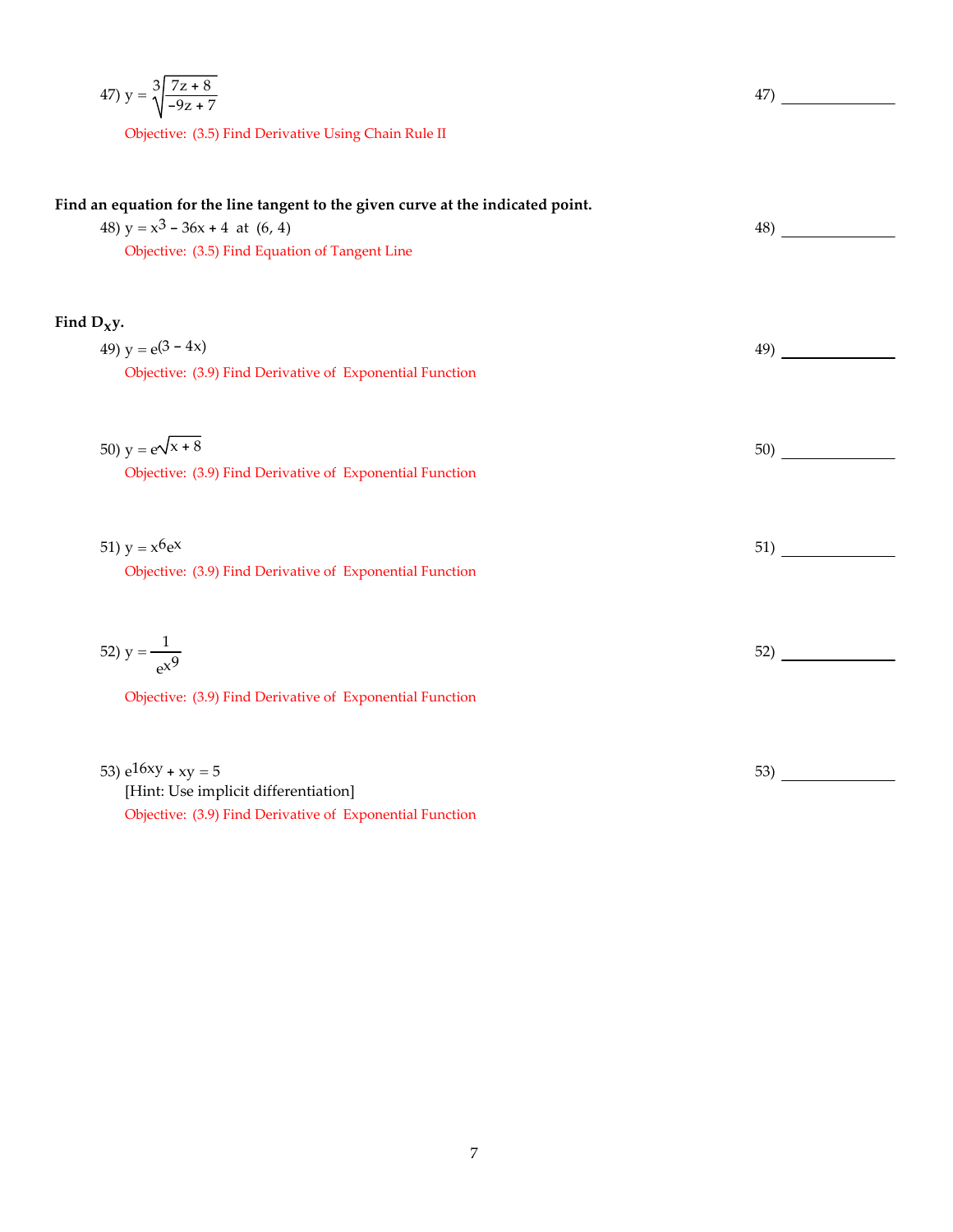47) $y = \sqrt[3]{\dfrac{7z + 8}{-9z + 7}}$ 47) ______________

Objective: (3.5) Find Derivative Using Chain Rule II

**Find an equation for the line tangent to the given curve at the indicated point.**

48) $y = x^3 - 36x + 4$ at $(6, 4)$ 48) ______________

Objective: (3.5) Find Equation of Tangent Line

**Find $D_x y$.**

49) $y = e^{(3 - 4x)}$ 49) ______________

Objective: (3.9) Find Derivative of Exponential Function

50) $y = e^{\sqrt{x + 8}}$ 50) ______________

Objective: (3.9) Find Derivative of Exponential Function

51) $y = x^6 e^x$ 51) ______________

Objective: (3.9) Find Derivative of Exponential Function

52) $y = \dfrac{1}{e^{x^9}}$ 52) ______________

Objective: (3.9) Find Derivative of Exponential Function

53) $e^{16xy} + xy = 5$ 53) ______________

[Hint: Use implicit differentiation]

Objective: (3.9) Find Derivative of Exponential Function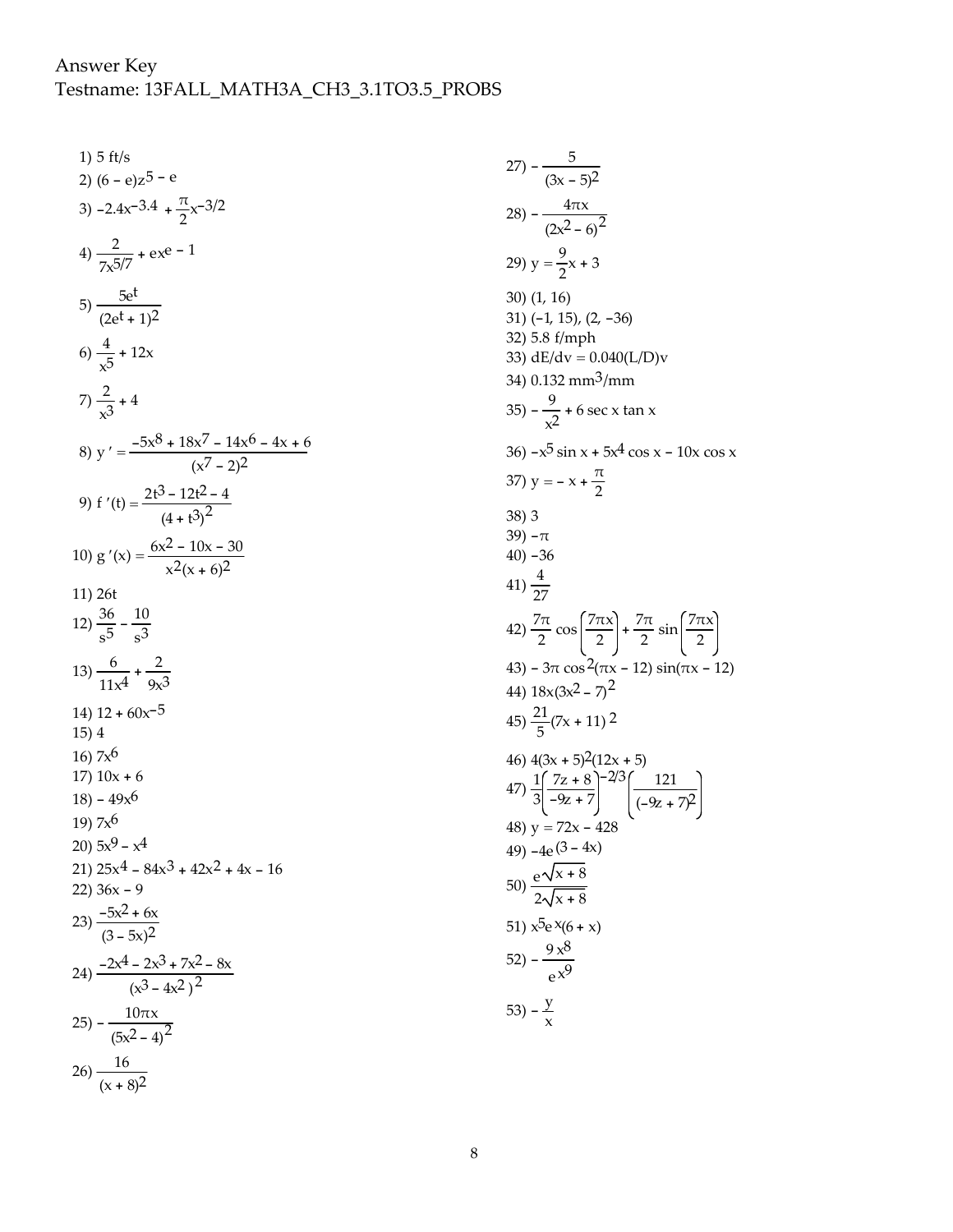Answer Key
Testname: 13FALL_MATH3A_CH3_3.1TO3.5_PROBS

1) 5 ft/s
2) $(6 - e)z^{5 - e}$
3) $-2.4x^{-3.4} + \frac{\pi}{2}x^{-3/2}$
4) $\frac{2}{7x^{5/7}} + ex^{e - 1}$
5) $\frac{5e^t}{(2e^t + 1)^2}$
6) $\frac{4}{x^5} + 12x$
7) $\frac{2}{x^3} + 4$
8) $y' = \frac{-5x^8 + 18x^7 - 14x^6 - 4x + 6}{(x^7 - 2)^2}$
9) $f'(t) = \frac{2t^3 - 12t^2 - 4}{(4 + t^3)^2}$
10) $g'(x) = \frac{6x^2 - 10x - 30}{x^2(x + 6)^2}$
11) $26t$
12) $\frac{36}{s^5} - \frac{10}{s^3}$
13) $\frac{6}{11x^4} + \frac{2}{9x^3}$
14) $12 + 60x^{-5}$
15) 4
16) $7x^6$
17) $10x + 6$
18) $-49x^6$
19) $7x^6$
20) $5x^9 - x^4$
21) $25x^4 - 84x^3 + 42x^2 + 4x - 16$
22) $36x - 9$
23) $\frac{-5x^2 + 6x}{(3 - 5x)^2}$
24) $\frac{-2x^4 - 2x^3 + 7x^2 - 8x}{(x^3 - 4x^2)^2}$
25) $-\frac{10\pi x}{(5x^2 - 4)^2}$
26) $\frac{16}{(x + 8)^2}$
27) $-\frac{5}{(3x - 5)^2}$
28) $-\frac{4\pi x}{(2x^2 - 6)^2}$
29) $y = \frac{9}{2}x + 3$
30) (1, 16)
31) (−1, 15), (2, −36)
32) 5.8 f/mph
33) $dE/dv = 0.040(L/D)v$
34) 0.132 $mm^3/mm$
35) $-\frac{9}{x^2} + 6 \sec x \tan x$
36) $-x^5 \sin x + 5x^4 \cos x - 10x \cos x$
37) $y = -x + \frac{\pi}{2}$
38) 3
39) $-\pi$
40) −36
41) $\frac{4}{27}$
42) $\frac{7\pi}{2} \cos\left(\frac{7\pi x}{2}\right) + \frac{7\pi}{2} \sin\left(\frac{7\pi x}{2}\right)$
43) $-3\pi \cos^2(\pi x - 12) \sin(\pi x - 12)$
44) $18x(3x^2 - 7)^2$
45) $\frac{21}{5}(7x + 11)^2$
46) $4(3x + 5)^2(12x + 5)$
47) $\frac{1}{3}\left(\frac{7z + 8}{-9z + 7}\right)^{-2/3}\left(\frac{121}{(-9z + 7)^2}\right)$
48) $y = 72x - 428$
49) $-4e^{(3 - 4x)}$
50) $\frac{e^{\sqrt{x + 8}}}{2\sqrt{x + 8}}$
51) $x^5e^x(6 + x)$
52) $-\frac{9x^8}{e^{x^9}}$
53) $-\frac{y}{x}$